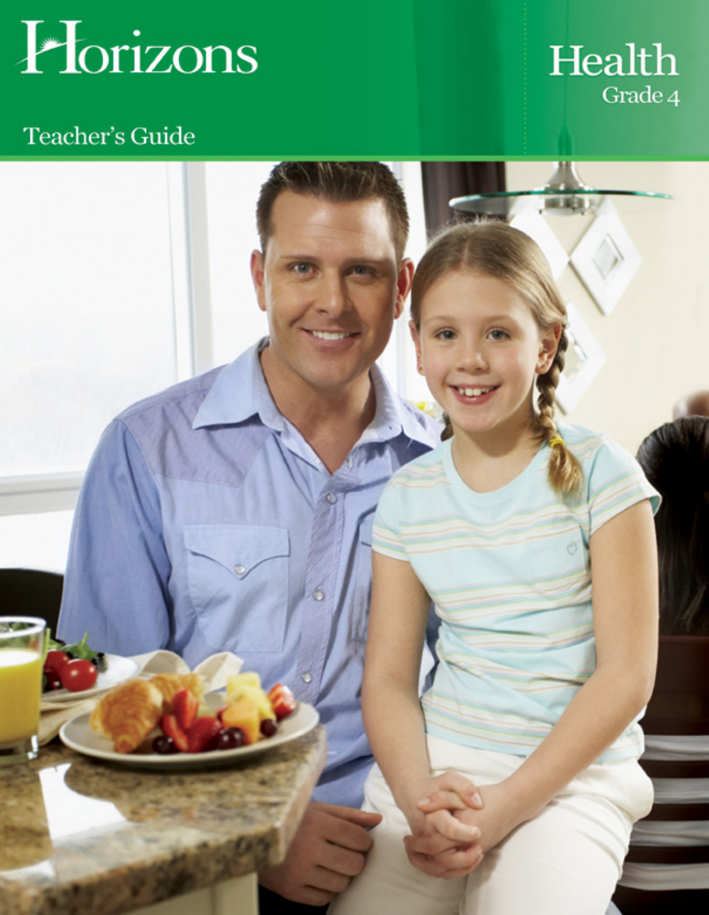# Horizons

## Health

Grade 4

Teacher's Guide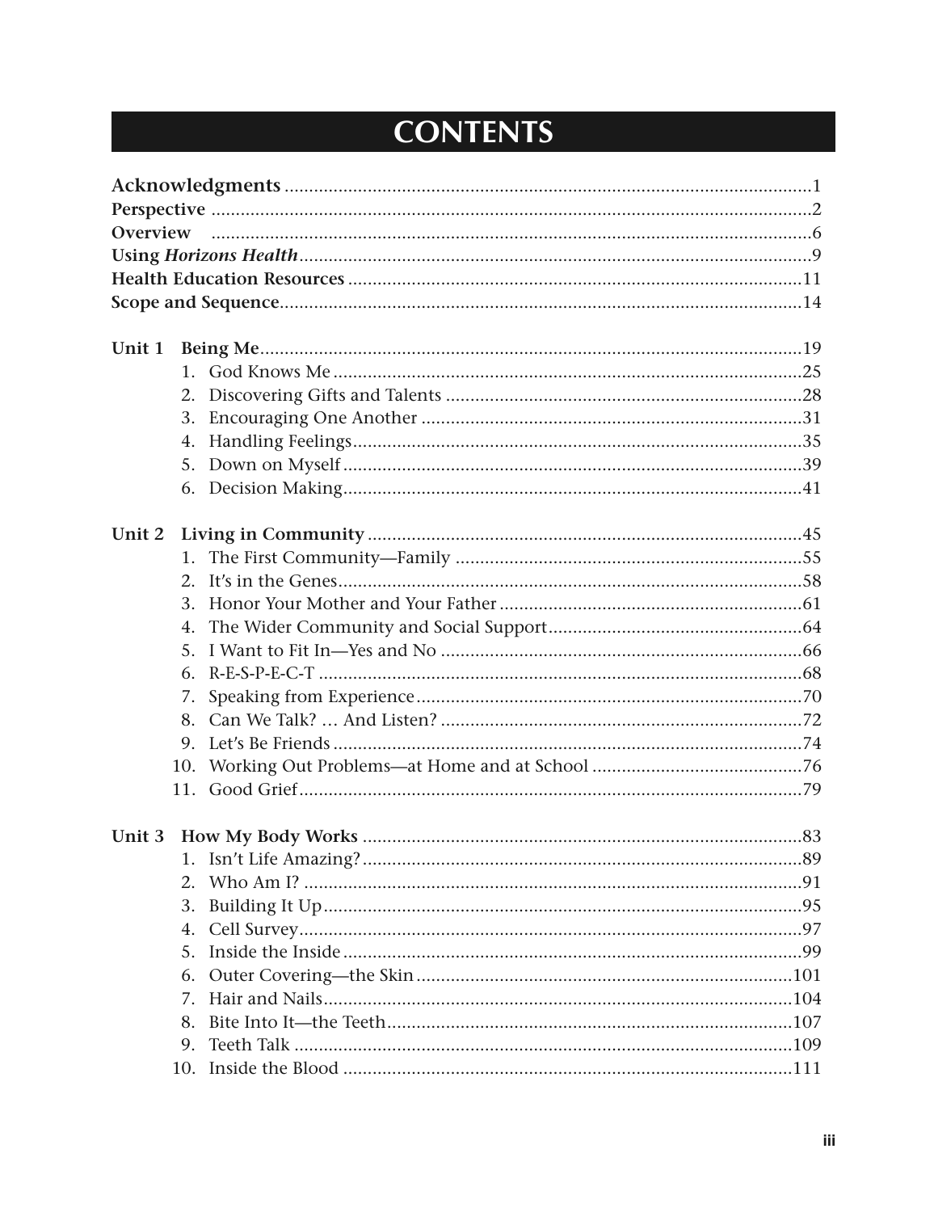# CONTENTS

**Acknowledgments** ........ 1
**Perspective** ........ 2
**Overview** ........ 6
**Using *Horizons Health*** ........ 9
**Health Education Resources** ........ 11
**Scope and Sequence** ........ 14

**Unit 1 Being Me** ........ 19

1. God Knows Me ........ 25
2. Discovering Gifts and Talents ........ 28
3. Encouraging One Another ........ 31
4. Handling Feelings ........ 35
5. Down on Myself ........ 39
6. Decision Making ........ 41

**Unit 2 Living in Community** ........ 45

1. The First Community—Family ........ 55
2. It's in the Genes ........ 58
3. Honor Your Mother and Your Father ........ 61
4. The Wider Community and Social Support ........ 64
5. I Want to Fit In—Yes and No ........ 66
6. R-E-S-P-E-C-T ........ 68
7. Speaking from Experience ........ 70
8. Can We Talk? … And Listen? ........ 72
9. Let's Be Friends ........ 74
10. Working Out Problems—at Home and at School ........ 76
11. Good Grief ........ 79

**Unit 3 How My Body Works** ........ 83

1. Isn't Life Amazing? ........ 89
2. Who Am I? ........ 91
3. Building It Up ........ 95
4. Cell Survey ........ 97
5. Inside the Inside ........ 99
6. Outer Covering—the Skin ........ 101
7. Hair and Nails ........ 104
8. Bite Into It—the Teeth ........ 107
9. Teeth Talk ........ 109
10. Inside the Blood ........ 111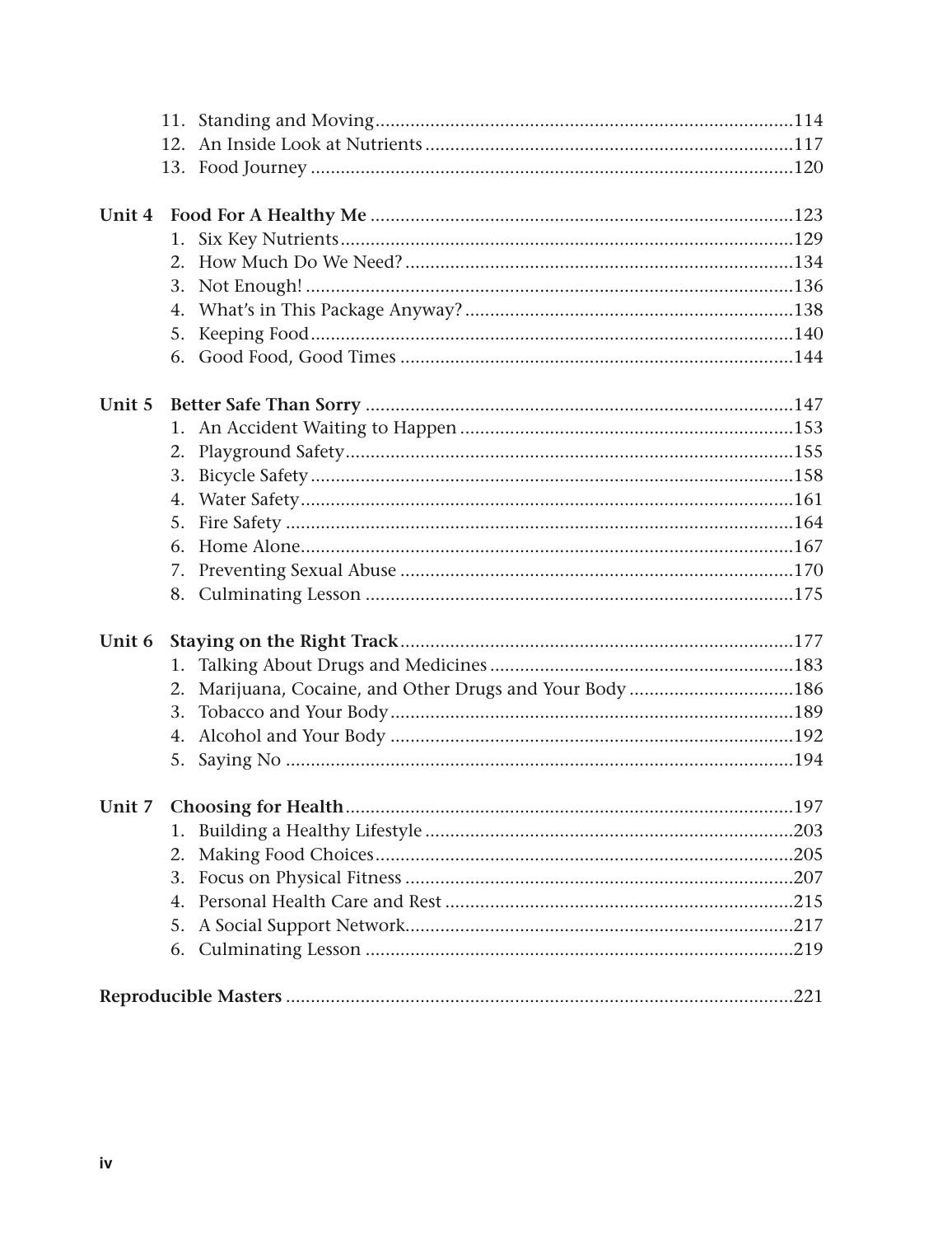11. Standing and Moving ....................................................................................114
12. An Inside Look at Nutrients ..........................................................................117
13. Food Journey ..................................................................................................120

**Unit 4 Food For A Healthy Me** ......................................................................123

1. Six Key Nutrients ..............................................................................................129
2. How Much Do We Need? .................................................................................134
3. Not Enough! ......................................................................................................136
4. What's in This Package Anyway? ....................................................................138
5. Keeping Food ....................................................................................................140
6. Good Food, Good Times ..................................................................................144

**Unit 5 Better Safe Than Sorry** .......................................................................147

1. An Accident Waiting to Happen .....................................................................153
2. Playground Safety .............................................................................................155
3. Bicycle Safety ....................................................................................................158
4. Water Safety .......................................................................................................161
5. Fire Safety ..........................................................................................................164
6. Home Alone .......................................................................................................167
7. Preventing Sexual Abuse ..................................................................................170
8. Culminating Lesson ..........................................................................................175

**Unit 6 Staying on the Right Track** ...............................................................177

1. Talking About Drugs and Medicines ..............................................................183
2. Marijuana, Cocaine, and Other Drugs and Your Body ..................................186
3. Tobacco and Your Body ....................................................................................189
4. Alcohol and Your Body ....................................................................................192
5. Saying No ...........................................................................................................194

**Unit 7 Choosing for Health** ..........................................................................197

1. Building a Healthy Lifestyle ............................................................................203
2. Making Food Choices .......................................................................................205
3. Focus on Physical Fitness ................................................................................207
4. Personal Health Care and Rest ........................................................................215
5. A Social Support Network ................................................................................217
6. Culminating Lesson ..........................................................................................219

**Reproducible Masters** ......................................................................................221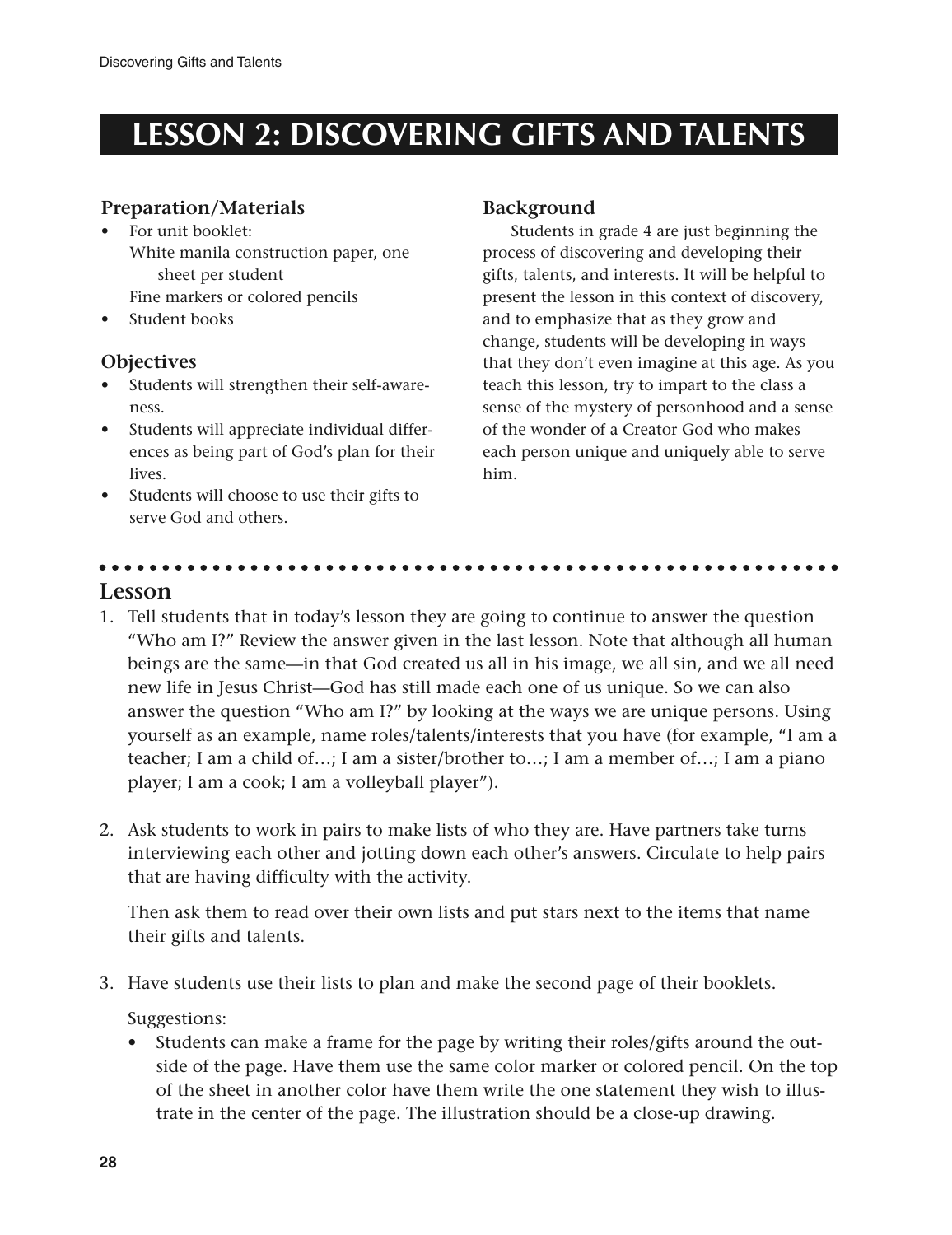# LESSON 2: DISCOVERING GIFTS AND TALENTS

### Preparation/Materials

- For unit booklet:
  White manila construction paper, one sheet per student
  Fine markers or colored pencils
- Student books

### Objectives

- Students will strengthen their self-awareness.
- Students will appreciate individual differences as being part of God's plan for their lives.
- Students will choose to use their gifts to serve God and others.

### Background

Students in grade 4 are just beginning the process of discovering and developing their gifts, talents, and interests. It will be helpful to present the lesson in this context of discovery, and to emphasize that as they grow and change, students will be developing in ways that they don't even imagine at this age. As you teach this lesson, try to impart to the class a sense of the mystery of personhood and a sense of the wonder of a Creator God who makes each person unique and uniquely able to serve him.

## Lesson

1. Tell students that in today's lesson they are going to continue to answer the question "Who am I?" Review the answer given in the last lesson. Note that although all human beings are the same—in that God created us all in his image, we all sin, and we all need new life in Jesus Christ—God has still made each one of us unique. So we can also answer the question "Who am I?" by looking at the ways we are unique persons. Using yourself as an example, name roles/talents/interests that you have (for example, "I am a teacher; I am a child of…; I am a sister/brother to…; I am a member of…; I am a piano player; I am a cook; I am a volleyball player").

2. Ask students to work in pairs to make lists of who they are. Have partners take turns interviewing each other and jotting down each other's answers. Circulate to help pairs that are having difficulty with the activity.

   Then ask them to read over their own lists and put stars next to the items that name their gifts and talents.

3. Have students use their lists to plan and make the second page of their booklets.

   Suggestions:

   - Students can make a frame for the page by writing their roles/gifts around the outside of the page. Have them use the same color marker or colored pencil. On the top of the sheet in another color have them write the one statement they wish to illustrate in the center of the page. The illustration should be a close-up drawing.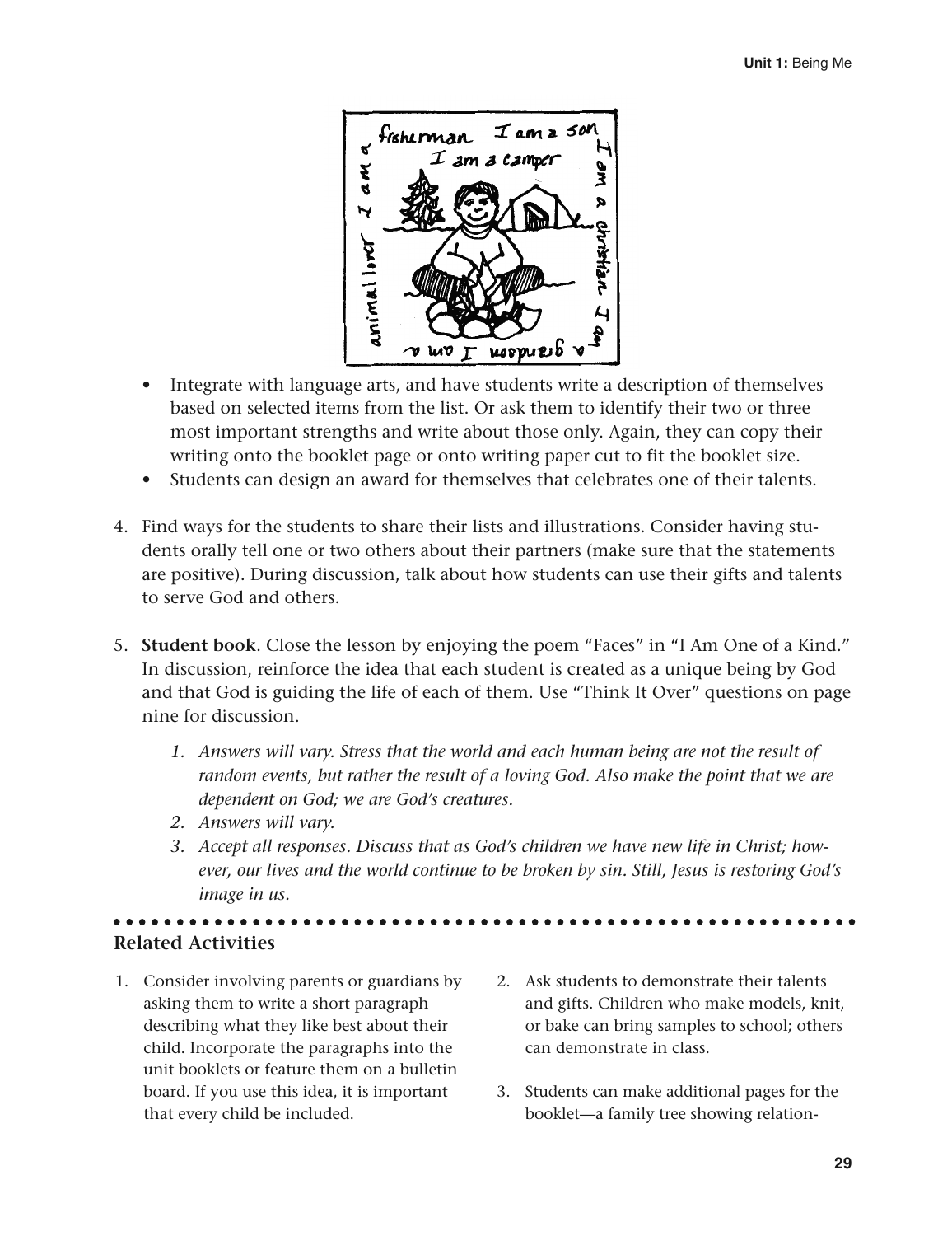- Integrate with language arts, and have students write a description of themselves based on selected items from the list. Or ask them to identify their two or three most important strengths and write about those only. Again, they can copy their writing onto the booklet page or onto writing paper cut to fit the booklet size.
- Students can design an award for themselves that celebrates one of their talents.

4. Find ways for the students to share their lists and illustrations. Consider having students orally tell one or two others about their partners (make sure that the statements are positive). During discussion, talk about how students can use their gifts and talents to serve God and others.

5. **Student book**. Close the lesson by enjoying the poem "Faces" in "I Am One of a Kind." In discussion, reinforce the idea that each student is created as a unique being by God and that God is guiding the life of each of them. Use "Think It Over" questions on page nine for discussion.

   1. *Answers will vary. Stress that the world and each human being are not the result of random events, but rather the result of a loving God. Also make the point that we are dependent on God; we are God's creatures.*
   2. *Answers will vary.*
   3. *Accept all responses. Discuss that as God's children we have new life in Christ; however, our lives and the world continue to be broken by sin. Still, Jesus is restoring God's image in us.*

## Related Activities

1. Consider involving parents or guardians by asking them to write a short paragraph describing what they like best about their child. Incorporate the paragraphs into the unit booklets or feature them on a bulletin board. If you use this idea, it is important that every child be included.
2. Ask students to demonstrate their talents and gifts. Children who make models, knit, or bake can bring samples to school; others can demonstrate in class.
3. Students can make additional pages for the booklet—a family tree showing relation-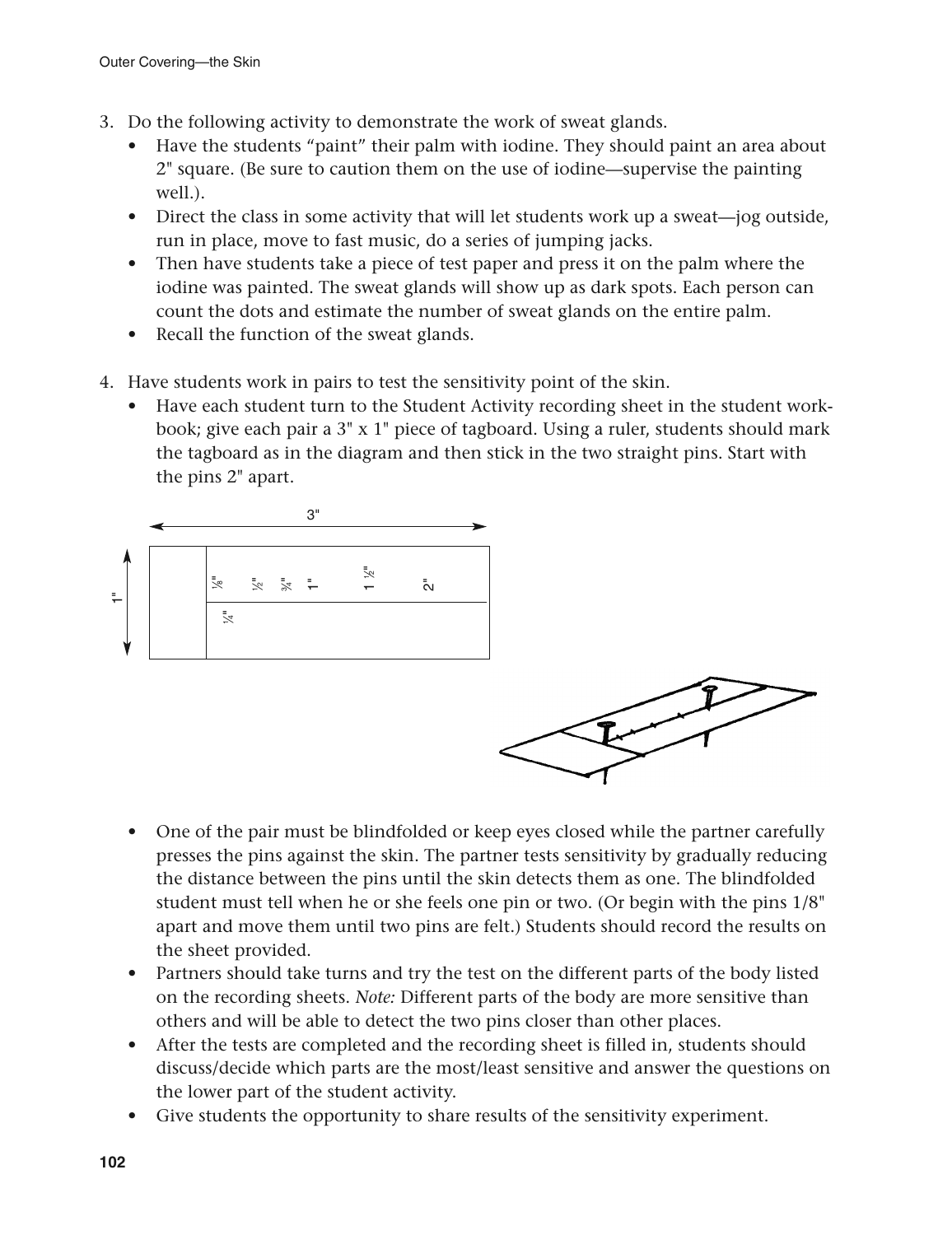3. Do the following activity to demonstrate the work of sweat glands.
   - Have the students "paint" their palm with iodine. They should paint an area about 2" square. (Be sure to caution them on the use of iodine—supervise the painting well.).
   - Direct the class in some activity that will let students work up a sweat—jog outside, run in place, move to fast music, do a series of jumping jacks.
   - Then have students take a piece of test paper and press it on the palm where the iodine was painted. The sweat glands will show up as dark spots. Each person can count the dots and estimate the number of sweat glands on the entire palm.
   - Recall the function of the sweat glands.

4. Have students work in pairs to test the sensitivity point of the skin.
   - Have each student turn to the Student Activity recording sheet in the student workbook; give each pair a 3" x 1" piece of tagboard. Using a ruler, students should mark the tagboard as in the diagram and then stick in the two straight pins. Start with the pins 2" apart.

3"

1"

⅛"

¼"

½"

¾"

1"

1 ½"

2"

   - One of the pair must be blindfolded or keep eyes closed while the partner carefully presses the pins against the skin. The partner tests sensitivity by gradually reducing the distance between the pins until the skin detects them as one. The blindfolded student must tell when he or she feels one pin or two. (Or begin with the pins 1/8" apart and move them until two pins are felt.) Students should record the results on the sheet provided.
   - Partners should take turns and try the test on the different parts of the body listed on the recording sheets. *Note:* Different parts of the body are more sensitive than others and will be able to detect the two pins closer than other places.
   - After the tests are completed and the recording sheet is filled in, students should discuss/decide which parts are the most/least sensitive and answer the questions on the lower part of the student activity.
   - Give students the opportunity to share results of the sensitivity experiment.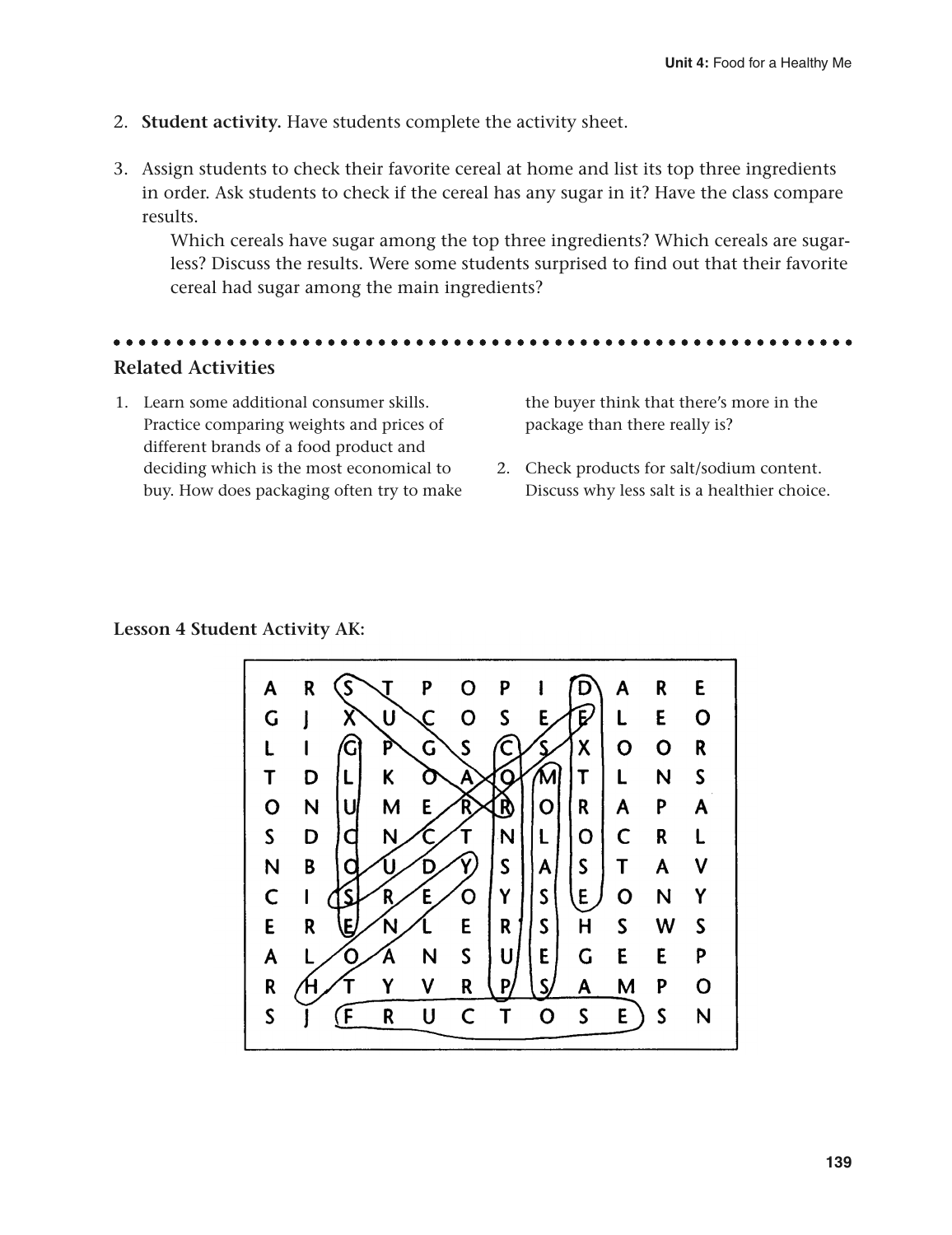2. **Student activity.** Have students complete the activity sheet.

3. Assign students to check their favorite cereal at home and list its top three ingredients in order. Ask students to check if the cereal has any sugar in it? Have the class compare results.

   Which cereals have sugar among the top three ingredients? Which cereals are sugarless? Discuss the results. Were some students surprised to find out that their favorite cereal had sugar among the main ingredients?

## Related Activities

1. Learn some additional consumer skills. Practice comparing weights and prices of different brands of a food product and deciding which is the most economical to buy. How does packaging often try to make the buyer think that there's more in the package than there really is?

2. Check products for salt/sodium content. Discuss why less salt is a healthier choice.

**Lesson 4 Student Activity AK:**

| | | | | | | | | | | | |
|---|---|---|---|---|---|---|---|---|---|---|---|
| A | R | S | T | P | O | P | I | D | A | R | E |
| G | J | X | U | C | O | S | E | E | L | E | O |
| L | I | G | P | G | S | C | S | X | O | O | R |
| T | D | L | K | O | A | O | M | T | L | N | S |
| O | N | U | M | E | R | R | O | R | A | P | A |
| S | D | C | N | C | T | N | L | O | C | R | L |
| N | B | O | U | D | Y | S | A | S | T | A | V |
| C | I | S | R | E | O | Y | S | E | O | N | Y |
| E | R | E | N | L | E | R | S | H | S | W | S |
| A | L | O | A | N | S | U | E | G | E | E | P |
| R | H | T | Y | V | R | P | S | A | M | P | O |
| S | J | F | R | U | C | T | O | S | E | S | N |